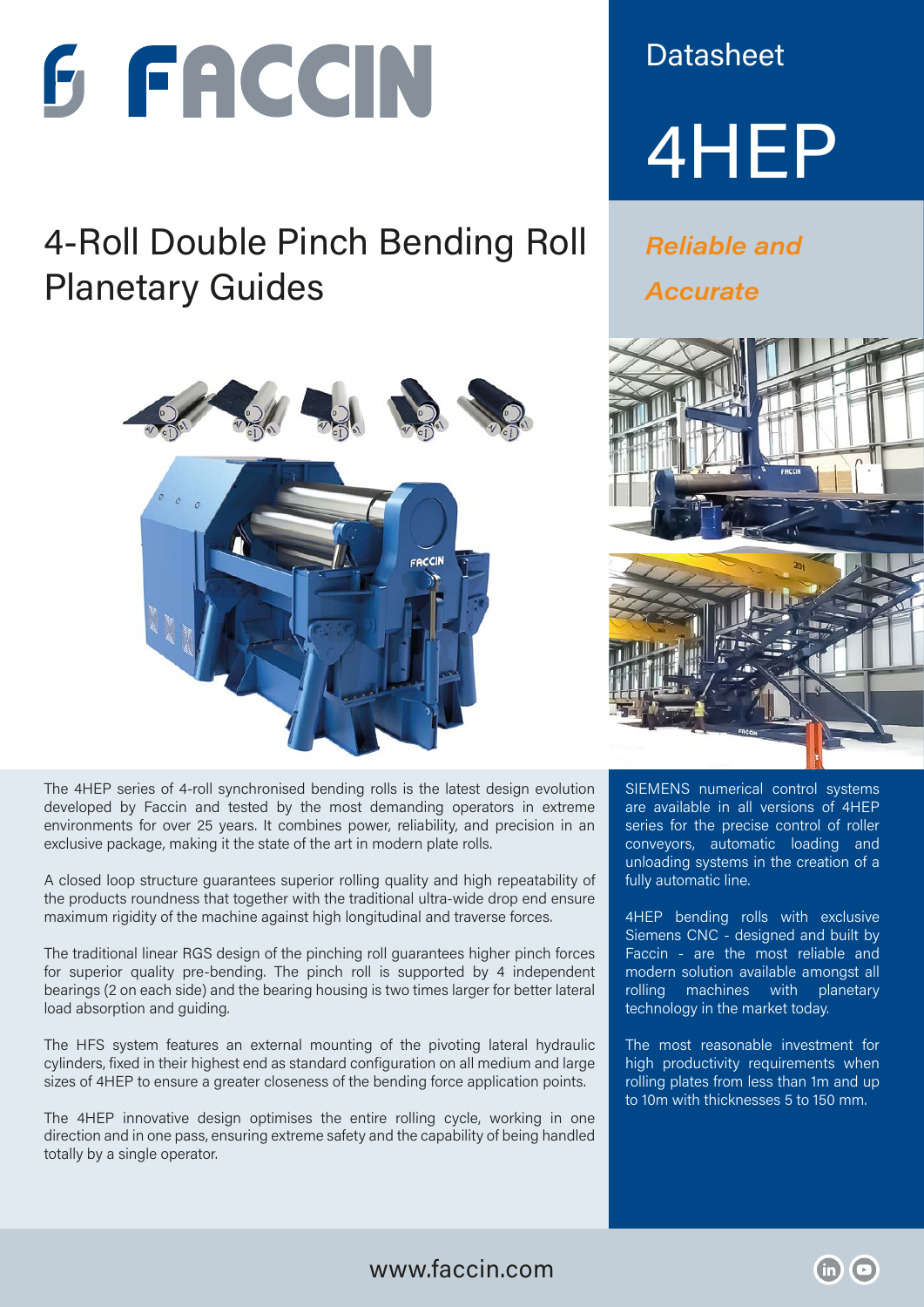# FACCIN

Datasheet

# 4HEP

## 4-Roll Double Pinch Bending Roll Planetary Guides

***Reliable and Accurate***

The 4HEP series of 4-roll synchronised bending rolls is the latest design evolution developed by Faccin and tested by the most demanding operators in extreme environments for over 25 years. It combines power, reliability, and precision in an exclusive package, making it the state of the art in modern plate rolls.

A closed loop structure guarantees superior rolling quality and high repeatability of the products roundness that together with the traditional ultra-wide drop end ensure maximum rigidity of the machine against high longitudinal and traverse forces.

The traditional linear RGS design of the pinching roll guarantees higher pinch forces for superior quality pre-bending. The pinch roll is supported by 4 independent bearings (2 on each side) and the bearing housing is two times larger for better lateral load absorption and guiding.

The HFS system features an external mounting of the pivoting lateral hydraulic cylinders, fixed in their highest end as standard configuration on all medium and large sizes of 4HEP to ensure a greater closeness of the bending force application points.

The 4HEP innovative design optimises the entire rolling cycle, working in one direction and in one pass, ensuring extreme safety and the capability of being handled totally by a single operator.

SIEMENS numerical control systems are available in all versions of 4HEP series for the precise control of roller conveyors, automatic loading and unloading systems in the creation of a fully automatic line.

4HEP bending rolls with exclusive Siemens CNC - designed and built by Faccin - are the most reliable and modern solution available amongst all rolling machines with planetary technology in the market today.

The most reasonable investment for high productivity requirements when rolling plates from less than 1m and up to 10m with thicknesses 5 to 150 mm.

www.faccin.com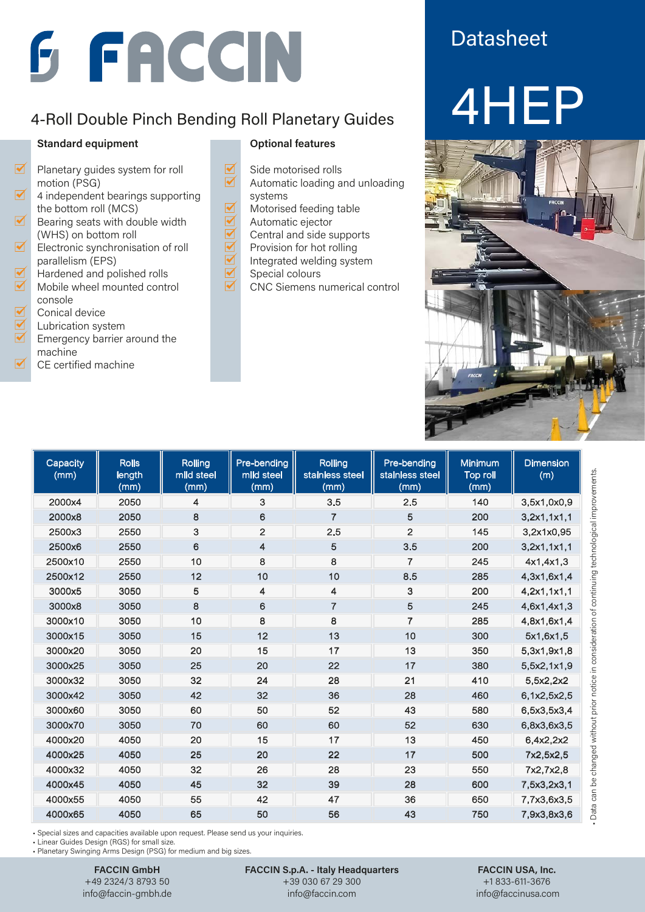# FACCIN

## 4-Roll Double Pinch Bending Roll Planetary Guides

Datasheet

# 4HEP

### Standard equipment

- Planetary guides system for roll motion (PSG)
- 4 independent bearings supporting the bottom roll (MCS)
- Bearing seats with double width (WHS) on bottom roll
- Electronic synchronisation of roll parallelism (EPS)
- Hardened and polished rolls
- Mobile wheel mounted control console
- Conical device
- Lubrication system
- Emergency barrier around the machine
- CE certified machine

### Optional features

- Side motorised rolls
- Automatic loading and unloading systems
- Motorised feeding table
- Automatic ejector
- Central and side supports
- Provision for hot rolling
- Integrated welding system
- Special colours
- CNC Siemens numerical control

| Capacity (mm) | Rolls length (mm) | Rolling mild steel (mm) | Pre-bending mild steel (mm) | Rolling stainless steel (mm) | Pre-bending stainless steel (mm) | Minimum Top roll (mm) | Dimension (m) |
|---|---|---|---|---|---|---|---|
| 2000x4 | 2050 | 4 | 3 | 3.5 | 2.5 | 140 | 3,5x1,0x0,9 |
| 2000x8 | 2050 | 8 | 6 | 7 | 5 | 200 | 3,2x1,1x1,1 |
| 2500x3 | 2550 | 3 | 2 | 2.5 | 2 | 145 | 3,2x1x0,95 |
| 2500x6 | 2550 | 6 | 4 | 5 | 3.5 | 200 | 3,2x1,1x1,1 |
| 2500x10 | 2550 | 10 | 8 | 8 | 7 | 245 | 4x1,4x1,3 |
| 2500x12 | 2550 | 12 | 10 | 10 | 8.5 | 285 | 4,3x1,6x1,4 |
| 3000x5 | 3050 | 5 | 4 | 4 | 3 | 200 | 4,2x1,1x1,1 |
| 3000x8 | 3050 | 8 | 6 | 7 | 5 | 245 | 4,6x1,4x1,3 |
| 3000x10 | 3050 | 10 | 8 | 8 | 7 | 285 | 4,8x1,6x1,4 |
| 3000x15 | 3050 | 15 | 12 | 13 | 10 | 300 | 5x1,6x1,5 |
| 3000x20 | 3050 | 20 | 15 | 17 | 13 | 350 | 5,3x1,9x1,8 |
| 3000x25 | 3050 | 25 | 20 | 22 | 17 | 380 | 5,5x2,1x1,9 |
| 3000x32 | 3050 | 32 | 24 | 28 | 21 | 410 | 5,5x2,2x2 |
| 3000x42 | 3050 | 42 | 32 | 36 | 28 | 460 | 6,1x2,5x2,5 |
| 3000x60 | 3050 | 60 | 50 | 52 | 43 | 580 | 6,5x3,5x3,4 |
| 3000x70 | 3050 | 70 | 60 | 60 | 52 | 630 | 6,8x3,6x3,5 |
| 4000x20 | 4050 | 20 | 15 | 17 | 13 | 450 | 6,4x2,2x2 |
| 4000x25 | 4050 | 25 | 20 | 22 | 17 | 500 | 7x2,5x2,5 |
| 4000x32 | 4050 | 32 | 26 | 28 | 23 | 550 | 7x2,7x2,8 |
| 4000x45 | 4050 | 45 | 32 | 39 | 28 | 600 | 7,5x3,2x3,1 |
| 4000x55 | 4050 | 55 | 42 | 47 | 36 | 650 | 7,7x3,6x3,5 |
| 4000x65 | 4050 | 65 | 50 | 56 | 43 | 750 | 7,9x3,8x3,6 |

- Special sizes and capacities available upon request. Please send us your inquiries.
- Linear Guides Design (RGS) for small size.
- Planetary Swinging Arms Design (PSG) for medium and big sizes.

• Data can be changed without prior notice in consideration of continuing technological improvements.

**FACCIN GmbH**
+49 2324/3 8793 50
info@faccin-gmbh.de

**FACCIN S.p.A. - Italy Headquarters**
+39 030 67 29 300
info@faccin.com

**FACCIN USA, Inc.**
+1 833-611-3676
info@faccinusa.com